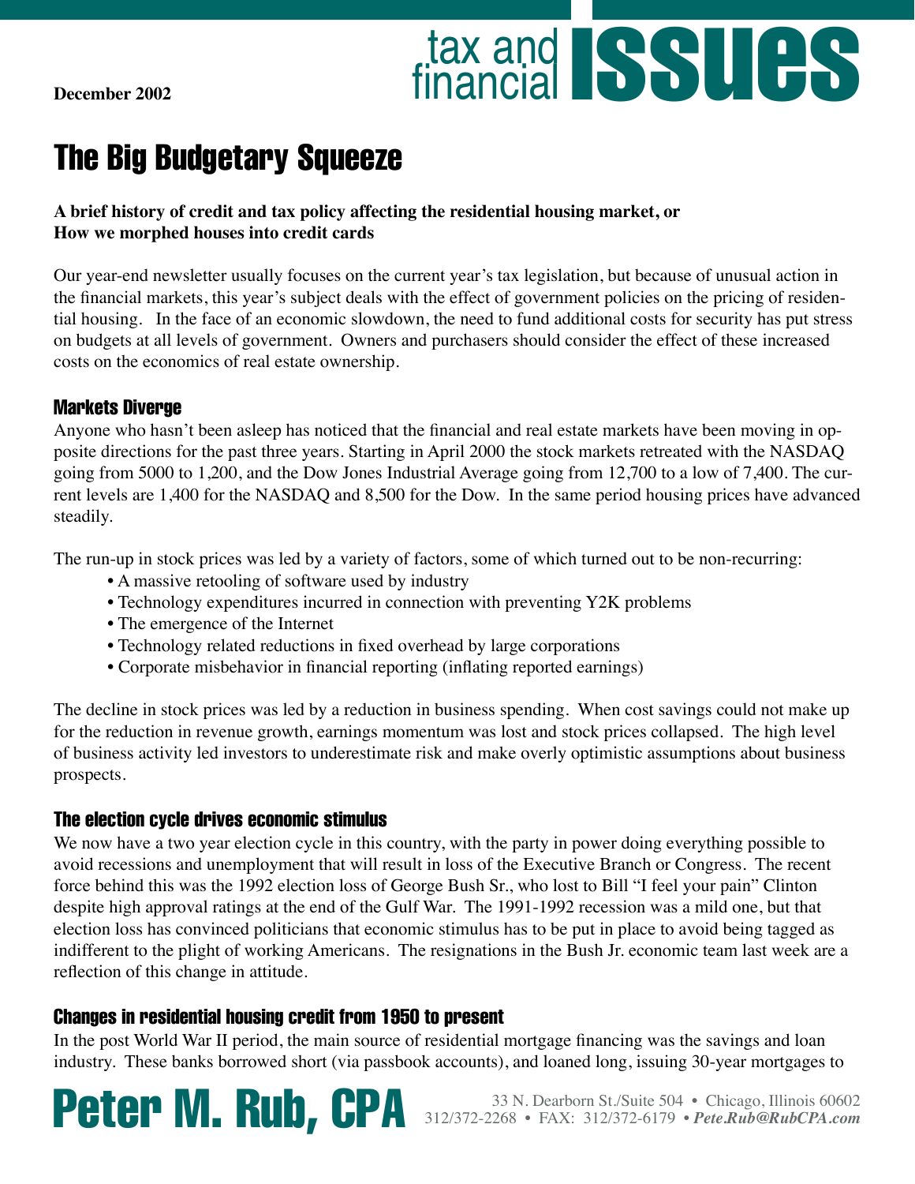December 2002

# The Big Budgetary Squeeze

**A brief history of credit and tax policy affecting the residential housing market, or**
**How we morphed houses into credit cards**

Our year-end newsletter usually focuses on the current year's tax legislation, but because of unusual action in the financial markets, this year's subject deals with the effect of government policies on the pricing of residential housing. In the face of an economic slowdown, the need to fund additional costs for security has put stress on budgets at all levels of government. Owners and purchasers should consider the effect of these increased costs on the economics of real estate ownership.

### Markets Diverge

Anyone who hasn't been asleep has noticed that the financial and real estate markets have been moving in opposite directions for the past three years. Starting in April 2000 the stock markets retreated with the NASDAQ going from 5000 to 1,200, and the Dow Jones Industrial Average going from 12,700 to a low of 7,400. The current levels are 1,400 for the NASDAQ and 8,500 for the Dow. In the same period housing prices have advanced steadily.

The run-up in stock prices was led by a variety of factors, some of which turned out to be non-recurring:

- A massive retooling of software used by industry
- Technology expenditures incurred in connection with preventing Y2K problems
- The emergence of the Internet
- Technology related reductions in fixed overhead by large corporations
- Corporate misbehavior in financial reporting (inflating reported earnings)

The decline in stock prices was led by a reduction in business spending. When cost savings could not make up for the reduction in revenue growth, earnings momentum was lost and stock prices collapsed. The high level of business activity led investors to underestimate risk and make overly optimistic assumptions about business prospects.

### The election cycle drives economic stimulus

We now have a two year election cycle in this country, with the party in power doing everything possible to avoid recessions and unemployment that will result in loss of the Executive Branch or Congress. The recent force behind this was the 1992 election loss of George Bush Sr., who lost to Bill "I feel your pain" Clinton despite high approval ratings at the end of the Gulf War. The 1991-1992 recession was a mild one, but that election loss has convinced politicians that economic stimulus has to be put in place to avoid being tagged as indifferent to the plight of working Americans. The resignations in the Bush Jr. economic team last week are a reflection of this change in attitude.

### Changes in residential housing credit from 1950 to present

In the post World War II period, the main source of residential mortgage financing was the savings and loan industry. These banks borrowed short (via passbook accounts), and loaned long, issuing 30-year mortgages to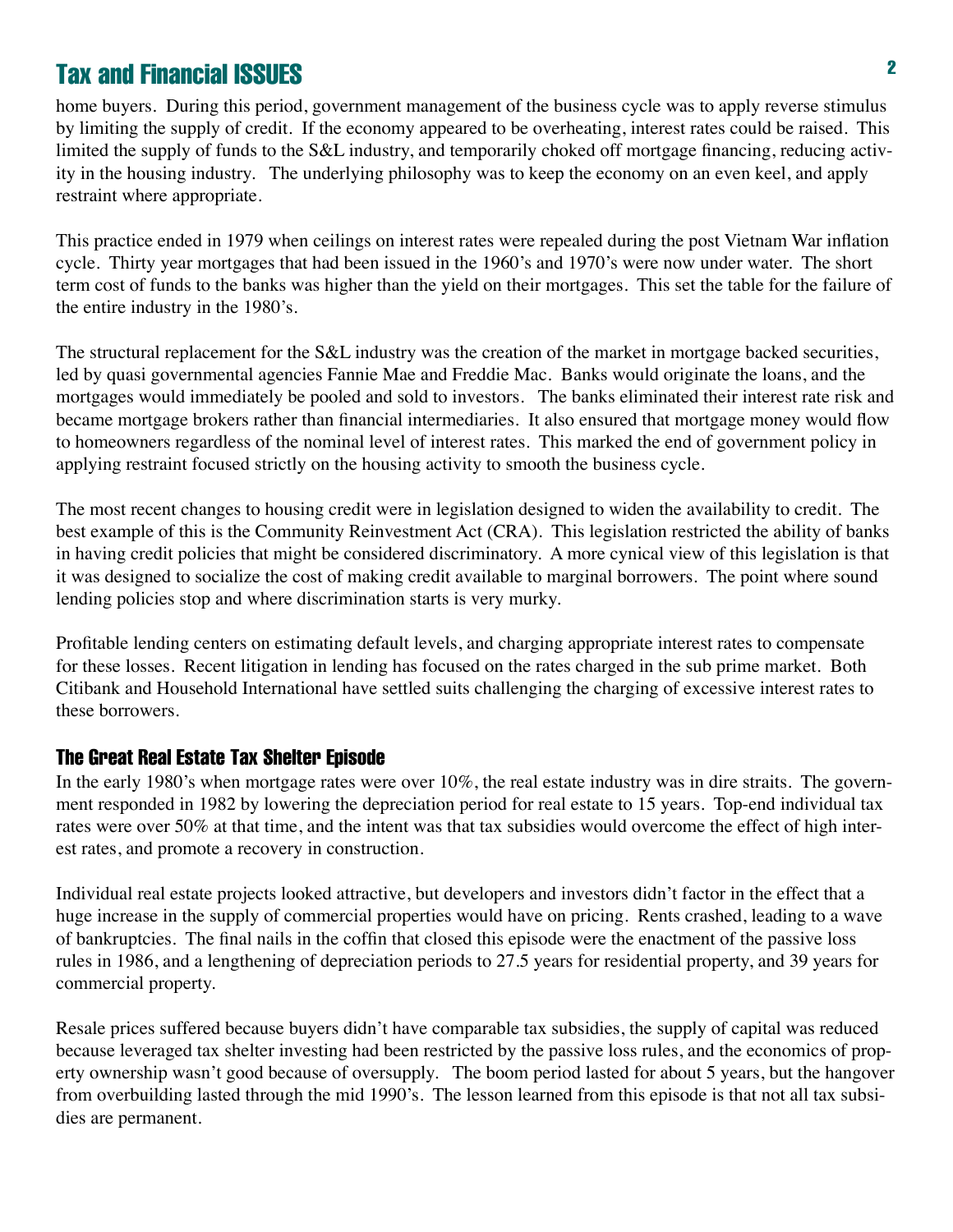home buyers. During this period, government management of the business cycle was to apply reverse stimulus by limiting the supply of credit. If the economy appeared to be overheating, interest rates could be raised. This limited the supply of funds to the S&L industry, and temporarily choked off mortgage financing, reducing activity in the housing industry. The underlying philosophy was to keep the economy on an even keel, and apply restraint where appropriate.

This practice ended in 1979 when ceilings on interest rates were repealed during the post Vietnam War inflation cycle. Thirty year mortgages that had been issued in the 1960's and 1970's were now under water. The short term cost of funds to the banks was higher than the yield on their mortgages. This set the table for the failure of the entire industry in the 1980's.

The structural replacement for the S&L industry was the creation of the market in mortgage backed securities, led by quasi governmental agencies Fannie Mae and Freddie Mac. Banks would originate the loans, and the mortgages would immediately be pooled and sold to investors. The banks eliminated their interest rate risk and became mortgage brokers rather than financial intermediaries. It also ensured that mortgage money would flow to homeowners regardless of the nominal level of interest rates. This marked the end of government policy in applying restraint focused strictly on the housing activity to smooth the business cycle.

The most recent changes to housing credit were in legislation designed to widen the availability to credit. The best example of this is the Community Reinvestment Act (CRA). This legislation restricted the ability of banks in having credit policies that might be considered discriminatory. A more cynical view of this legislation is that it was designed to socialize the cost of making credit available to marginal borrowers. The point where sound lending policies stop and where discrimination starts is very murky.

Profitable lending centers on estimating default levels, and charging appropriate interest rates to compensate for these losses. Recent litigation in lending has focused on the rates charged in the sub prime market. Both Citibank and Household International have settled suits challenging the charging of excessive interest rates to these borrowers.

### The Great Real Estate Tax Shelter Episode

In the early 1980's when mortgage rates were over 10%, the real estate industry was in dire straits. The government responded in 1982 by lowering the depreciation period for real estate to 15 years. Top-end individual tax rates were over 50% at that time, and the intent was that tax subsidies would overcome the effect of high interest rates, and promote a recovery in construction.

Individual real estate projects looked attractive, but developers and investors didn't factor in the effect that a huge increase in the supply of commercial properties would have on pricing. Rents crashed, leading to a wave of bankruptcies. The final nails in the coffin that closed this episode were the enactment of the passive loss rules in 1986, and a lengthening of depreciation periods to 27.5 years for residential property, and 39 years for commercial property.

Resale prices suffered because buyers didn't have comparable tax subsidies, the supply of capital was reduced because leveraged tax shelter investing had been restricted by the passive loss rules, and the economics of property ownership wasn't good because of oversupply. The boom period lasted for about 5 years, but the hangover from overbuilding lasted through the mid 1990's. The lesson learned from this episode is that not all tax subsidies are permanent.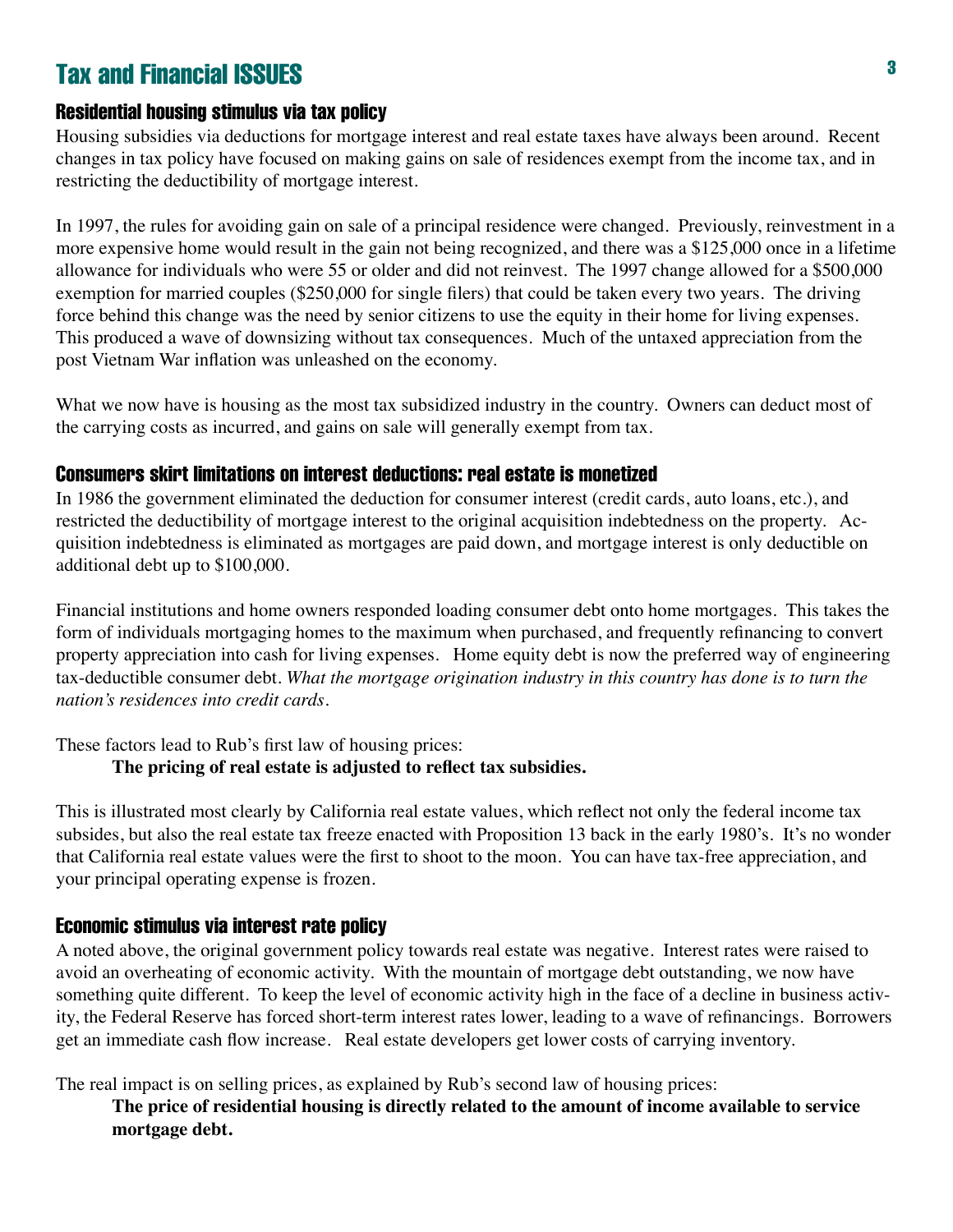# Tax and Financial ISSUES

## Residential housing stimulus via tax policy

Housing subsidies via deductions for mortgage interest and real estate taxes have always been around. Recent changes in tax policy have focused on making gains on sale of residences exempt from the income tax, and in restricting the deductibility of mortgage interest.

In 1997, the rules for avoiding gain on sale of a principal residence were changed. Previously, reinvestment in a more expensive home would result in the gain not being recognized, and there was a $125,000 once in a lifetime allowance for individuals who were 55 or older and did not reinvest. The 1997 change allowed for a $500,000 exemption for married couples ($250,000 for single filers) that could be taken every two years. The driving force behind this change was the need by senior citizens to use the equity in their home for living expenses. This produced a wave of downsizing without tax consequences. Much of the untaxed appreciation from the post Vietnam War inflation was unleashed on the economy.

What we now have is housing as the most tax subsidized industry in the country. Owners can deduct most of the carrying costs as incurred, and gains on sale will generally exempt from tax.

## Consumers skirt limitations on interest deductions: real estate is monetized

In 1986 the government eliminated the deduction for consumer interest (credit cards, auto loans, etc.), and restricted the deductibility of mortgage interest to the original acquisition indebtedness on the property. Acquisition indebtedness is eliminated as mortgages are paid down, and mortgage interest is only deductible on additional debt up to $100,000.

Financial institutions and home owners responded loading consumer debt onto home mortgages. This takes the form of individuals mortgaging homes to the maximum when purchased, and frequently refinancing to convert property appreciation into cash for living expenses. Home equity debt is now the preferred way of engineering tax-deductible consumer debt. *What the mortgage origination industry in this country has done is to turn the nation's residences into credit cards.*

These factors lead to Rub's first law of housing prices:

> **The pricing of real estate is adjusted to reflect tax subsidies.**

This is illustrated most clearly by California real estate values, which reflect not only the federal income tax subsides, but also the real estate tax freeze enacted with Proposition 13 back in the early 1980's. It's no wonder that California real estate values were the first to shoot to the moon. You can have tax-free appreciation, and your principal operating expense is frozen.

## Economic stimulus via interest rate policy

A noted above, the original government policy towards real estate was negative. Interest rates were raised to avoid an overheating of economic activity. With the mountain of mortgage debt outstanding, we now have something quite different. To keep the level of economic activity high in the face of a decline in business activity, the Federal Reserve has forced short-term interest rates lower, leading to a wave of refinancings. Borrowers get an immediate cash flow increase. Real estate developers get lower costs of carrying inventory.

The real impact is on selling prices, as explained by Rub's second law of housing prices:

> **The price of residential housing is directly related to the amount of income available to service mortgage debt.**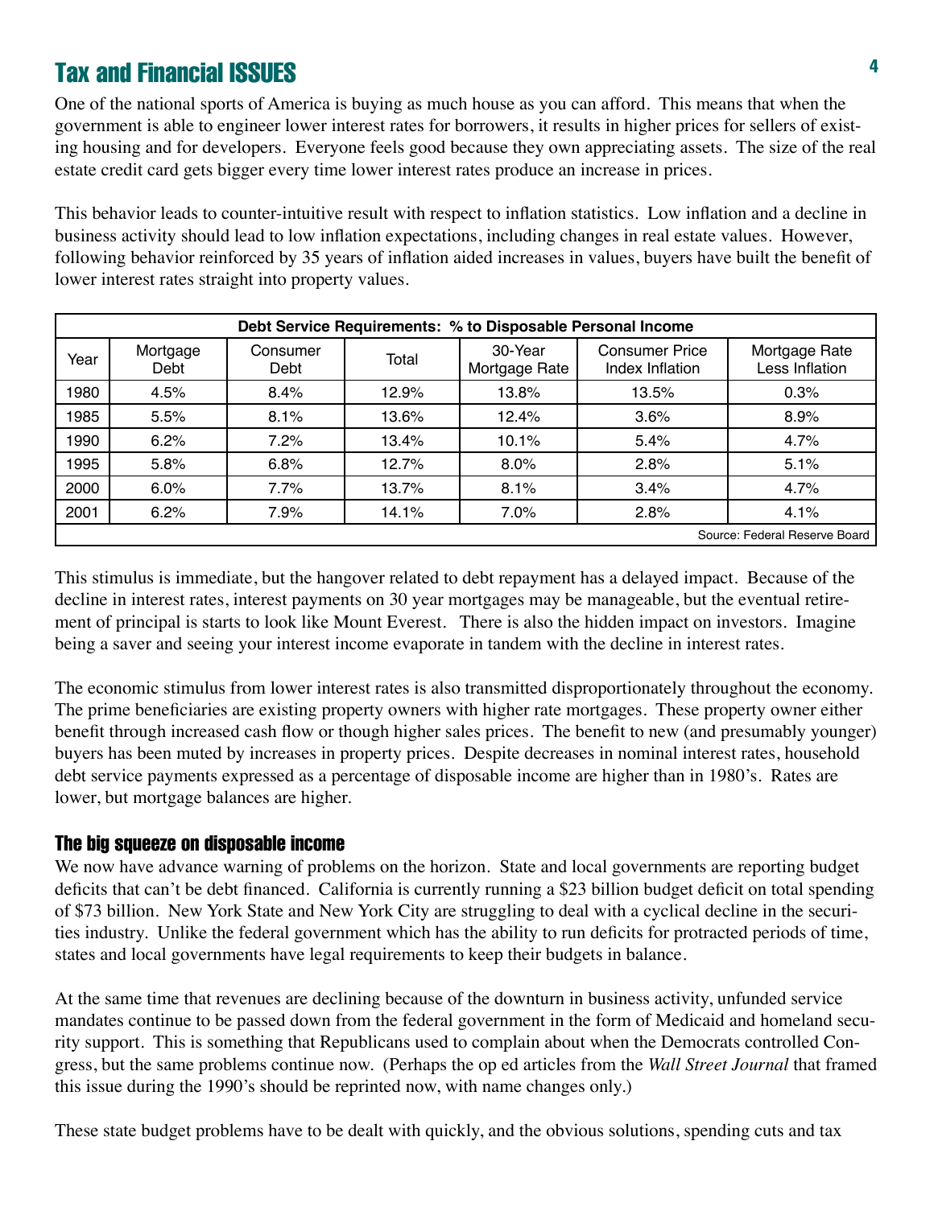## Tax and Financial ISSUES

One of the national sports of America is buying as much house as you can afford. This means that when the government is able to engineer lower interest rates for borrowers, it results in higher prices for sellers of existing housing and for developers. Everyone feels good because they own appreciating assets. The size of the real estate credit card gets bigger every time lower interest rates produce an increase in prices.

This behavior leads to counter-intuitive result with respect to inflation statistics. Low inflation and a decline in business activity should lead to low inflation expectations, including changes in real estate values. However, following behavior reinforced by 35 years of inflation aided increases in values, buyers have built the benefit of lower interest rates straight into property values.

| Debt Service Requirements: % to Disposable Personal Income | | | | | | |
|---|---|---|---|---|---|---|
| Year | Mortgage Debt | Consumer Debt | Total | 30-Year Mortgage Rate | Consumer Price Index Inflation | Mortgage Rate Less Inflation |
| 1980 | 4.5% | 8.4% | 12.9% | 13.8% | 13.5% | 0.3% |
| 1985 | 5.5% | 8.1% | 13.6% | 12.4% | 3.6% | 8.9% |
| 1990 | 6.2% | 7.2% | 13.4% | 10.1% | 5.4% | 4.7% |
| 1995 | 5.8% | 6.8% | 12.7% | 8.0% | 2.8% | 5.1% |
| 2000 | 6.0% | 7.7% | 13.7% | 8.1% | 3.4% | 4.7% |
| 2001 | 6.2% | 7.9% | 14.1% | 7.0% | 2.8% | 4.1% |

Source: Federal Reserve Board

This stimulus is immediate, but the hangover related to debt repayment has a delayed impact. Because of the decline in interest rates, interest payments on 30 year mortgages may be manageable, but the eventual retirement of principal is starts to look like Mount Everest. There is also the hidden impact on investors. Imagine being a saver and seeing your interest income evaporate in tandem with the decline in interest rates.

The economic stimulus from lower interest rates is also transmitted disproportionately throughout the economy. The prime beneficiaries are existing property owners with higher rate mortgages. These property owner either benefit through increased cash flow or though higher sales prices. The benefit to new (and presumably younger) buyers has been muted by increases in property prices. Despite decreases in nominal interest rates, household debt service payments expressed as a percentage of disposable income are higher than in 1980's. Rates are lower, but mortgage balances are higher.

### The big squeeze on disposable income

We now have advance warning of problems on the horizon. State and local governments are reporting budget deficits that can't be debt financed. California is currently running a $23 billion budget deficit on total spending of $73 billion. New York State and New York City are struggling to deal with a cyclical decline in the securities industry. Unlike the federal government which has the ability to run deficits for protracted periods of time, states and local governments have legal requirements to keep their budgets in balance.

At the same time that revenues are declining because of the downturn in business activity, unfunded service mandates continue to be passed down from the federal government in the form of Medicaid and homeland security support. This is something that Republicans used to complain about when the Democrats controlled Congress, but the same problems continue now. (Perhaps the op ed articles from the *Wall Street Journal* that framed this issue during the 1990's should be reprinted now, with name changes only.)

These state budget problems have to be dealt with quickly, and the obvious solutions, spending cuts and tax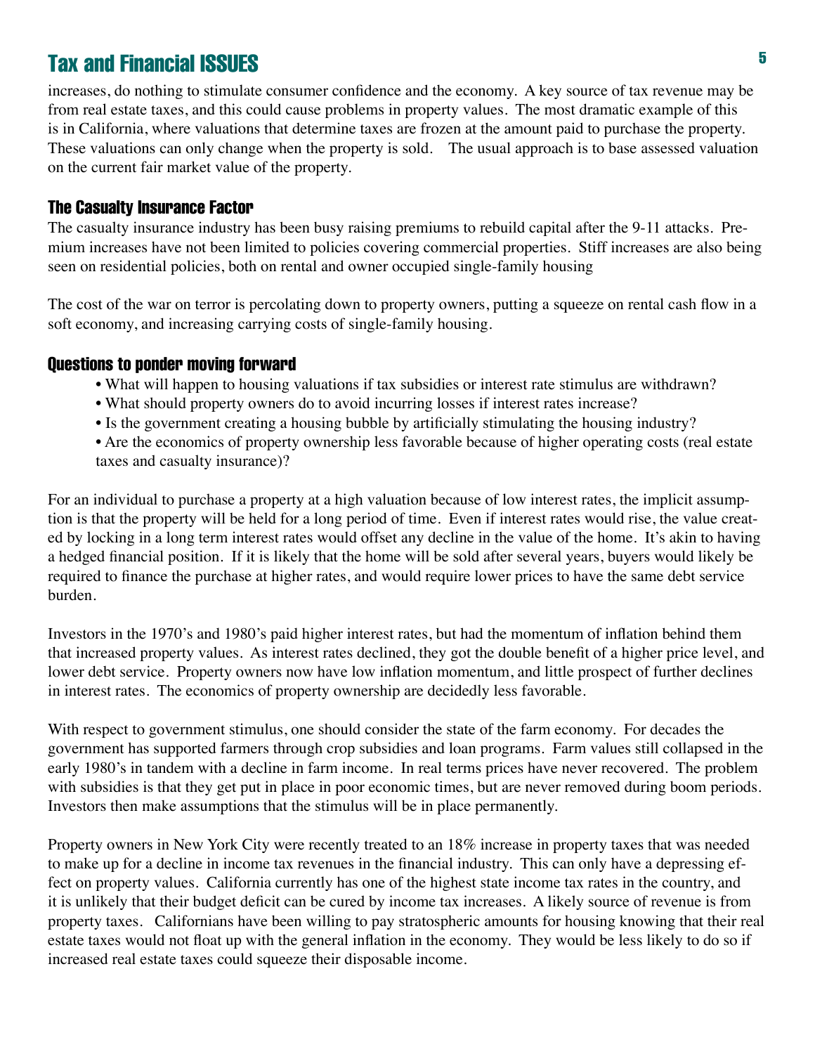## Tax and Financial ISSUES

increases, do nothing to stimulate consumer confidence and the economy. A key source of tax revenue may be from real estate taxes, and this could cause problems in property values. The most dramatic example of this is in California, where valuations that determine taxes are frozen at the amount paid to purchase the property. These valuations can only change when the property is sold. The usual approach is to base assessed valuation on the current fair market value of the property.

### The Casualty Insurance Factor

The casualty insurance industry has been busy raising premiums to rebuild capital after the 9-11 attacks. Premium increases have not been limited to policies covering commercial properties. Stiff increases are also being seen on residential policies, both on rental and owner occupied single-family housing

The cost of the war on terror is percolating down to property owners, putting a squeeze on rental cash flow in a soft economy, and increasing carrying costs of single-family housing.

### Questions to ponder moving forward

- What will happen to housing valuations if tax subsidies or interest rate stimulus are withdrawn?
- What should property owners do to avoid incurring losses if interest rates increase?
- Is the government creating a housing bubble by artificially stimulating the housing industry?
- Are the economics of property ownership less favorable because of higher operating costs (real estate taxes and casualty insurance)?

For an individual to purchase a property at a high valuation because of low interest rates, the implicit assumption is that the property will be held for a long period of time. Even if interest rates would rise, the value created by locking in a long term interest rates would offset any decline in the value of the home. It's akin to having a hedged financial position. If it is likely that the home will be sold after several years, buyers would likely be required to finance the purchase at higher rates, and would require lower prices to have the same debt service burden.

Investors in the 1970's and 1980's paid higher interest rates, but had the momentum of inflation behind them that increased property values. As interest rates declined, they got the double benefit of a higher price level, and lower debt service. Property owners now have low inflation momentum, and little prospect of further declines in interest rates. The economics of property ownership are decidedly less favorable.

With respect to government stimulus, one should consider the state of the farm economy. For decades the government has supported farmers through crop subsidies and loan programs. Farm values still collapsed in the early 1980's in tandem with a decline in farm income. In real terms prices have never recovered. The problem with subsidies is that they get put in place in poor economic times, but are never removed during boom periods. Investors then make assumptions that the stimulus will be in place permanently.

Property owners in New York City were recently treated to an 18% increase in property taxes that was needed to make up for a decline in income tax revenues in the financial industry. This can only have a depressing effect on property values. California currently has one of the highest state income tax rates in the country, and it is unlikely that their budget deficit can be cured by income tax increases. A likely source of revenue is from property taxes. Californians have been willing to pay stratospheric amounts for housing knowing that their real estate taxes would not float up with the general inflation in the economy. They would be less likely to do so if increased real estate taxes could squeeze their disposable income.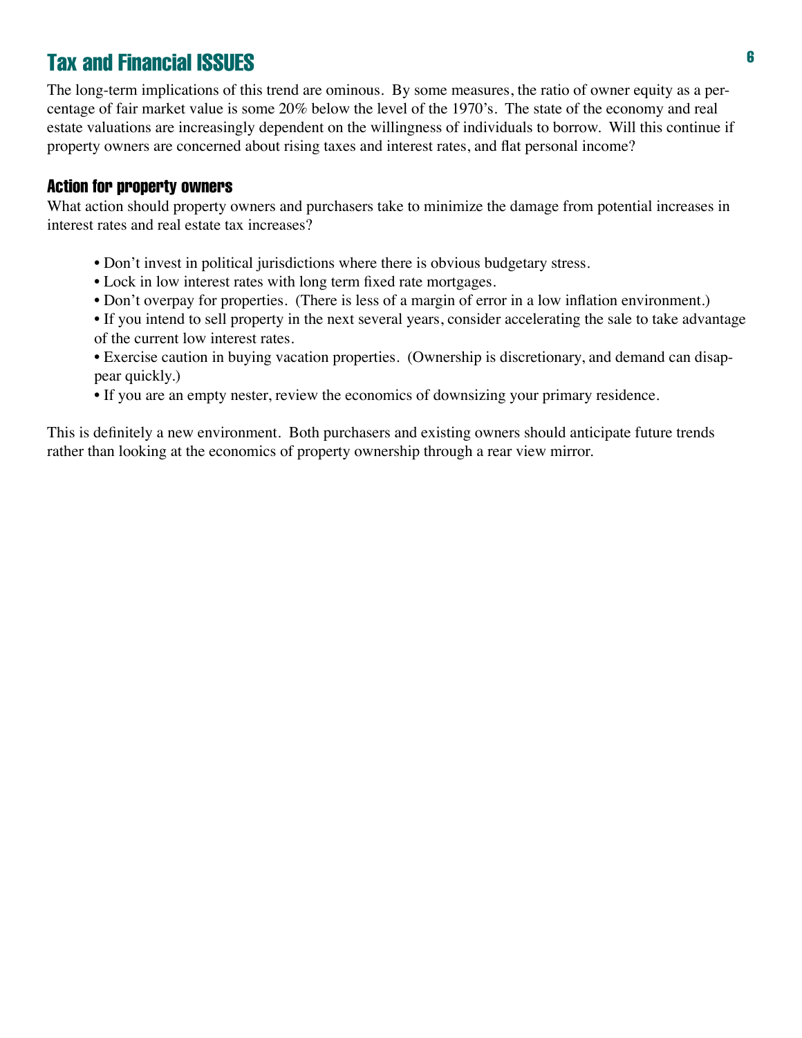## Tax and Financial ISSUES

The long-term implications of this trend are ominous. By some measures, the ratio of owner equity as a percentage of fair market value is some 20% below the level of the 1970's. The state of the economy and real estate valuations are increasingly dependent on the willingness of individuals to borrow. Will this continue if property owners are concerned about rising taxes and interest rates, and flat personal income?

### Action for property owners

What action should property owners and purchasers take to minimize the damage from potential increases in interest rates and real estate tax increases?

- Don't invest in political jurisdictions where there is obvious budgetary stress.
- Lock in low interest rates with long term fixed rate mortgages.
- Don't overpay for properties. (There is less of a margin of error in a low inflation environment.)
- If you intend to sell property in the next several years, consider accelerating the sale to take advantage of the current low interest rates.
- Exercise caution in buying vacation properties. (Ownership is discretionary, and demand can disappear quickly.)
- If you are an empty nester, review the economics of downsizing your primary residence.

This is definitely a new environment. Both purchasers and existing owners should anticipate future trends rather than looking at the economics of property ownership through a rear view mirror.